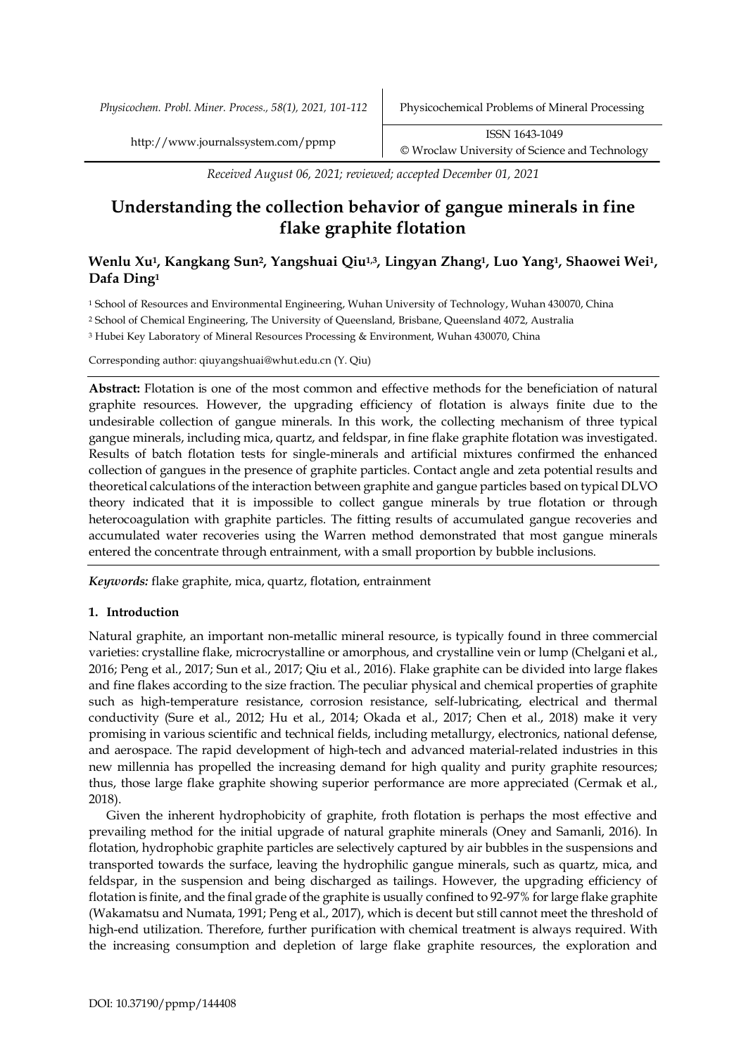*Received August 06, 2021; reviewed; accepted December 01, 2021*

# Understanding the collection behavior of gangue minerals in fine flake graphite flotation

**Wenlu Xu[1], Kangkang Sun[2], Yangshuai Qiu[1,3], Lingyan Zhang[1], Luo Yang[1], Shaowei Wei[1], Dafa Ding[1]**

[1] School of Resources and Environmental Engineering, Wuhan University of Technology, Wuhan 430070, China

[2] School of Chemical Engineering, The University of Queensland, Brisbane, Queensland 4072, Australia

[3] Hubei Key Laboratory of Mineral Resources Processing & Environment, Wuhan 430070, China

Corresponding author: qiuyangshuai@whut.edu.cn (Y. Qiu)

**Abstract:** Flotation is one of the most common and effective methods for the beneficiation of natural graphite resources. However, the upgrading efficiency of flotation is always finite due to the undesirable collection of gangue minerals. In this work, the collecting mechanism of three typical gangue minerals, including mica, quartz, and feldspar, in fine flake graphite flotation was investigated. Results of batch flotation tests for single-minerals and artificial mixtures confirmed the enhanced collection of gangues in the presence of graphite particles. Contact angle and zeta potential results and theoretical calculations of the interaction between graphite and gangue particles based on typical DLVO theory indicated that it is impossible to collect gangue minerals by true flotation or through heterocoagulation with graphite particles. The fitting results of accumulated gangue recoveries and accumulated water recoveries using the Warren method demonstrated that most gangue minerals entered the concentrate through entrainment, with a small proportion by bubble inclusions.

***Keywords:*** flake graphite, mica, quartz, flotation, entrainment

## 1. Introduction

Natural graphite, an important non-metallic mineral resource, is typically found in three commercial varieties: crystalline flake, microcrystalline or amorphous, and crystalline vein or lump (Chelgani et al., 2016; Peng et al., 2017; Sun et al., 2017; Qiu et al., 2016). Flake graphite can be divided into large flakes and fine flakes according to the size fraction. The peculiar physical and chemical properties of graphite such as high-temperature resistance, corrosion resistance, self-lubricating, electrical and thermal conductivity (Sure et al., 2012; Hu et al., 2014; Okada et al., 2017; Chen et al., 2018) make it very promising in various scientific and technical fields, including metallurgy, electronics, national defense, and aerospace. The rapid development of high-tech and advanced material-related industries in this new millennia has propelled the increasing demand for high quality and purity graphite resources; thus, those large flake graphite showing superior performance are more appreciated (Cermak et al., 2018).

Given the inherent hydrophobicity of graphite, froth flotation is perhaps the most effective and prevailing method for the initial upgrade of natural graphite minerals (Oney and Samanli, 2016). In flotation, hydrophobic graphite particles are selectively captured by air bubbles in the suspensions and transported towards the surface, leaving the hydrophilic gangue minerals, such as quartz, mica, and feldspar, in the suspension and being discharged as tailings. However, the upgrading efficiency of flotation is finite, and the final grade of the graphite is usually confined to 92-97% for large flake graphite (Wakamatsu and Numata, 1991; Peng et al., 2017), which is decent but still cannot meet the threshold of high-end utilization. Therefore, further purification with chemical treatment is always required. With the increasing consumption and depletion of large flake graphite resources, the exploration and

DOI: 10.37190/ppmp/144408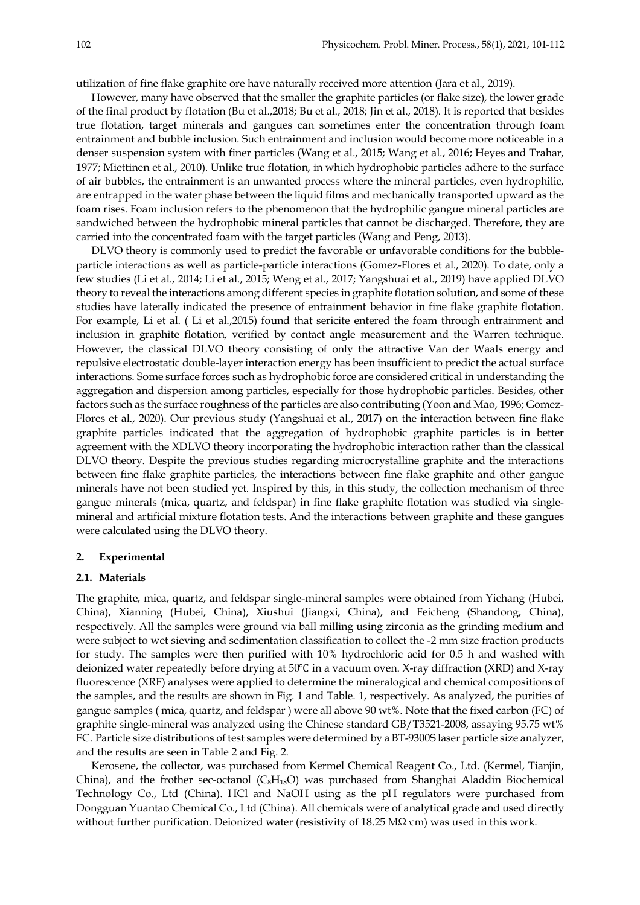utilization of fine flake graphite ore have naturally received more attention (Jara et al., 2019).

However, many have observed that the smaller the graphite particles (or flake size), the lower grade of the final product by flotation (Bu et al.,2018; Bu et al., 2018; Jin et al., 2018). It is reported that besides true flotation, target minerals and gangues can sometimes enter the concentration through foam entrainment and bubble inclusion. Such entrainment and inclusion would become more noticeable in a denser suspension system with finer particles (Wang et al., 2015; Wang et al., 2016; Heyes and Trahar, 1977; Miettinen et al., 2010). Unlike true flotation, in which hydrophobic particles adhere to the surface of air bubbles, the entrainment is an unwanted process where the mineral particles, even hydrophilic, are entrapped in the water phase between the liquid films and mechanically transported upward as the foam rises. Foam inclusion refers to the phenomenon that the hydrophilic gangue mineral particles are sandwiched between the hydrophobic mineral particles that cannot be discharged. Therefore, they are carried into the concentrated foam with the target particles (Wang and Peng, 2013).

DLVO theory is commonly used to predict the favorable or unfavorable conditions for the bubble-particle interactions as well as particle-particle interactions (Gomez-Flores et al., 2020). To date, only a few studies (Li et al., 2014; Li et al., 2015; Weng et al., 2017; Yangshuai et al., 2019) have applied DLVO theory to reveal the interactions among different species in graphite flotation solution, and some of these studies have laterally indicated the presence of entrainment behavior in fine flake graphite flotation. For example, Li et al. ( Li et al.,2015) found that sericite entered the foam through entrainment and inclusion in graphite flotation, verified by contact angle measurement and the Warren technique. However, the classical DLVO theory consisting of only the attractive Van der Waals energy and repulsive electrostatic double-layer interaction energy has been insufficient to predict the actual surface interactions. Some surface forces such as hydrophobic force are considered critical in understanding the aggregation and dispersion among particles, especially for those hydrophobic particles. Besides, other factors such as the surface roughness of the particles are also contributing (Yoon and Mao, 1996; Gomez-Flores et al., 2020). Our previous study (Yangshuai et al., 2017) on the interaction between fine flake graphite particles indicated that the aggregation of hydrophobic graphite particles is in better agreement with the XDLVO theory incorporating the hydrophobic interaction rather than the classical DLVO theory. Despite the previous studies regarding microcrystalline graphite and the interactions between fine flake graphite particles, the interactions between fine flake graphite and other gangue minerals have not been studied yet. Inspired by this, in this study, the collection mechanism of three gangue minerals (mica, quartz, and feldspar) in fine flake graphite flotation was studied via single-mineral and artificial mixture flotation tests. And the interactions between graphite and these gangues were calculated using the DLVO theory.

## 2. Experimental

### 2.1. Materials

The graphite, mica, quartz, and feldspar single-mineral samples were obtained from Yichang (Hubei, China), Xianning (Hubei, China), Xiushui (Jiangxi, China), and Feicheng (Shandong, China), respectively. All the samples were ground via ball milling using zirconia as the grinding medium and were subject to wet sieving and sedimentation classification to collect the -2 mm size fraction products for study. The samples were then purified with 10% hydrochloric acid for 0.5 h and washed with deionized water repeatedly before drying at 50℃ in a vacuum oven. X-ray diffraction (XRD) and X-ray fluorescence (XRF) analyses were applied to determine the mineralogical and chemical compositions of the samples, and the results are shown in Fig. 1 and Table. 1, respectively. As analyzed, the purities of gangue samples ( mica, quartz, and feldspar ) were all above 90 wt%. Note that the fixed carbon (FC) of graphite single-mineral was analyzed using the Chinese standard GB/T3521-2008, assaying 95.75 wt% FC. Particle size distributions of test samples were determined by a BT-9300S laser particle size analyzer, and the results are seen in Table 2 and Fig. 2.

Kerosene, the collector, was purchased from Kermel Chemical Reagent Co., Ltd. (Kermel, Tianjin, China), and the frother sec-octanol ($C_8H_{18}O$) was purchased from Shanghai Aladdin Biochemical Technology Co., Ltd (China). HCl and NaOH using as the pH regulators were purchased from Dongguan Yuantao Chemical Co., Ltd (China). All chemicals were of analytical grade and used directly without further purification. Deionized water (resistivity of 18.25 MΩ·cm) was used in this work.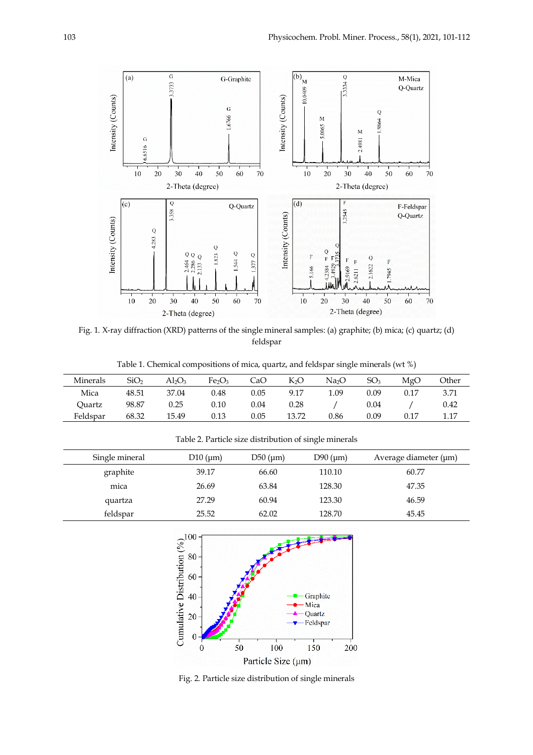Fig. 1. X-ray diffraction (XRD) patterns of the single mineral samples: (a) graphite; (b) mica; (c) quartz; (d) feldspar

Table 1. Chemical compositions of mica, quartz, and feldspar single minerals (wt %)

| Minerals | $SiO_2$ | $Al_2O_3$ | $Fe_2O_3$ | CaO | $K_2O$ | $Na_2O$ | $SO_3$ | MgO | Other |
|---|---|---|---|---|---|---|---|---|---|
| Mica | 48.51 | 37.04 | 0.48 | 0.05 | 9.17 | 1.09 | 0.09 | 0.17 | 3.71 |
| Quartz | 98.87 | 0.25 | 0.10 | 0.04 | 0.28 | / | 0.04 | / | 0.42 |
| Feldspar | 68.32 | 15.49 | 0.13 | 0.05 | 13.72 | 0.86 | 0.09 | 0.17 | 1.17 |

Table 2. Particle size distribution of single minerals

| Single mineral | D10 (μm) | D50 (μm) | D90 (μm) | Average diameter (μm) |
|---|---|---|---|---|
| graphite | 39.17 | 66.60 | 110.10 | 60.77 |
| mica | 26.69 | 63.84 | 128.30 | 47.35 |
| quartza | 27.29 | 60.94 | 123.30 | 46.59 |
| feldspar | 25.52 | 62.02 | 128.70 | 45.45 |

Fig. 2. Particle size distribution of single minerals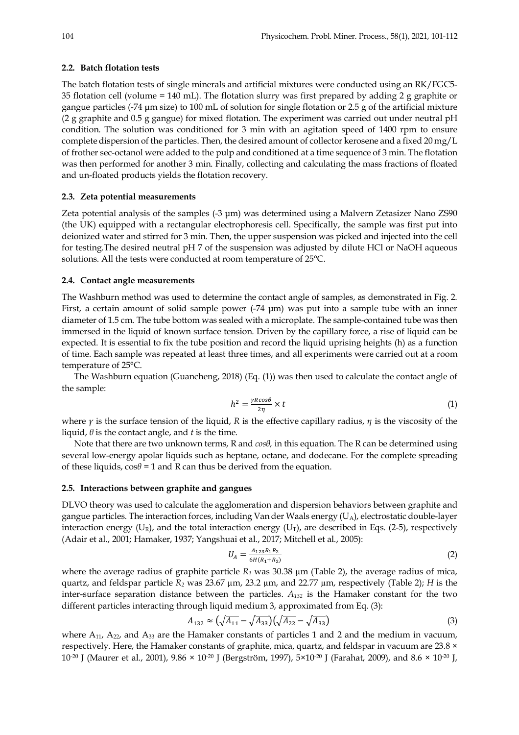### 2.2. Batch flotation tests

The batch flotation tests of single minerals and artificial mixtures were conducted using an RK/FGC5-35 flotation cell (volume = 140 mL). The flotation slurry was first prepared by adding 2 g graphite or gangue particles (-74 µm size) to 100 mL of solution for single flotation or 2.5 g of the artificial mixture (2 g graphite and 0.5 g gangue) for mixed flotation. The experiment was carried out under neutral pH condition. The solution was conditioned for 3 min with an agitation speed of 1400 rpm to ensure complete dispersion of the particles. Then, the desired amount of collector kerosene and a fixed 20 mg/L of frother sec-octanol were added to the pulp and conditioned at a time sequence of 3 min. The flotation was then performed for another 3 min. Finally, collecting and calculating the mass fractions of floated and un-floated products yields the flotation recovery.

### 2.3. Zeta potential measurements

Zeta potential analysis of the samples (-3 µm) was determined using a Malvern Zetasizer Nano ZS90 (the UK) equipped with a rectangular electrophoresis cell. Specifically, the sample was first put into deionized water and stirred for 3 min. Then, the upper suspension was picked and injected into the cell for testing.The desired neutral pH 7 of the suspension was adjusted by dilute HCl or NaOH aqueous solutions. All the tests were conducted at room temperature of 25°C.

### 2.4. Contact angle measurements

The Washburn method was used to determine the contact angle of samples, as demonstrated in Fig. 2. First, a certain amount of solid sample power (-74 µm) was put into a sample tube with an inner diameter of 1.5 cm. The tube bottom was sealed with a microplate. The sample-contained tube was then immersed in the liquid of known surface tension. Driven by the capillary force, a rise of liquid can be expected. It is essential to fix the tube position and record the liquid uprising heights (h) as a function of time. Each sample was repeated at least three times, and all experiments were carried out at a room temperature of 25°C.

The Washburn equation (Guancheng, 2018) (Eq. (1)) was then used to calculate the contact angle of the sample:

$$h^2 = \frac{\gamma R \cos\theta}{2\eta} \times t \tag{1}$$

where $\gamma$ is the surface tension of the liquid, $R$ is the effective capillary radius, $\eta$ is the viscosity of the liquid, $\theta$ is the contact angle, and $t$ is the time.

Note that there are two unknown terms, R and $cos\theta$, in this equation. The R can be determined using several low-energy apolar liquids such as heptane, octane, and dodecane. For the complete spreading of these liquids, $\cos\theta = 1$ and R can thus be derived from the equation.

### 2.5. Interactions between graphite and gangues

DLVO theory was used to calculate the agglomeration and dispersion behaviors between graphite and gangue particles. The interaction forces, including Van der Waals energy ($U_A$), electrostatic double-layer interaction energy ($U_R$), and the total interaction energy ($U_T$), are described in Eqs. (2-5), respectively (Adair et al., 2001; Hamaker, 1937; Yangshuai et al., 2017; Mitchell et al., 2005):

$$U_A = \frac{A_{123} R_1 R_2}{6H(R_1 + R_2)} \tag{2}$$

where the average radius of graphite particle $R_1$ was 30.38 µm (Table 2), the average radius of mica, quartz, and feldspar particle $R_2$ was 23.67 µm, 23.2 µm, and 22.77 µm, respectively (Table 2); $H$ is the inter-surface separation distance between the particles. $A_{132}$ is the Hamaker constant for the two different particles interacting through liquid medium 3, approximated from Eq. (3):

$$A_{132} \approx \left(\sqrt{A_{11}} - \sqrt{A_{33}}\right)\left(\sqrt{A_{22}} - \sqrt{A_{33}}\right) \tag{3}$$

where $A_{11}$, $A_{22}$, and $A_{33}$ are the Hamaker constants of particles 1 and 2 and the medium in vacuum, respectively. Here, the Hamaker constants of graphite, mica, quartz, and feldspar in vacuum are $23.8 \times 10^{-20}$ J (Maurer et al., 2001), $9.86 \times 10^{-20}$ J (Bergström, 1997), $5 \times 10^{-20}$ J (Farahat, 2009), and $8.6 \times 10^{-20}$ J,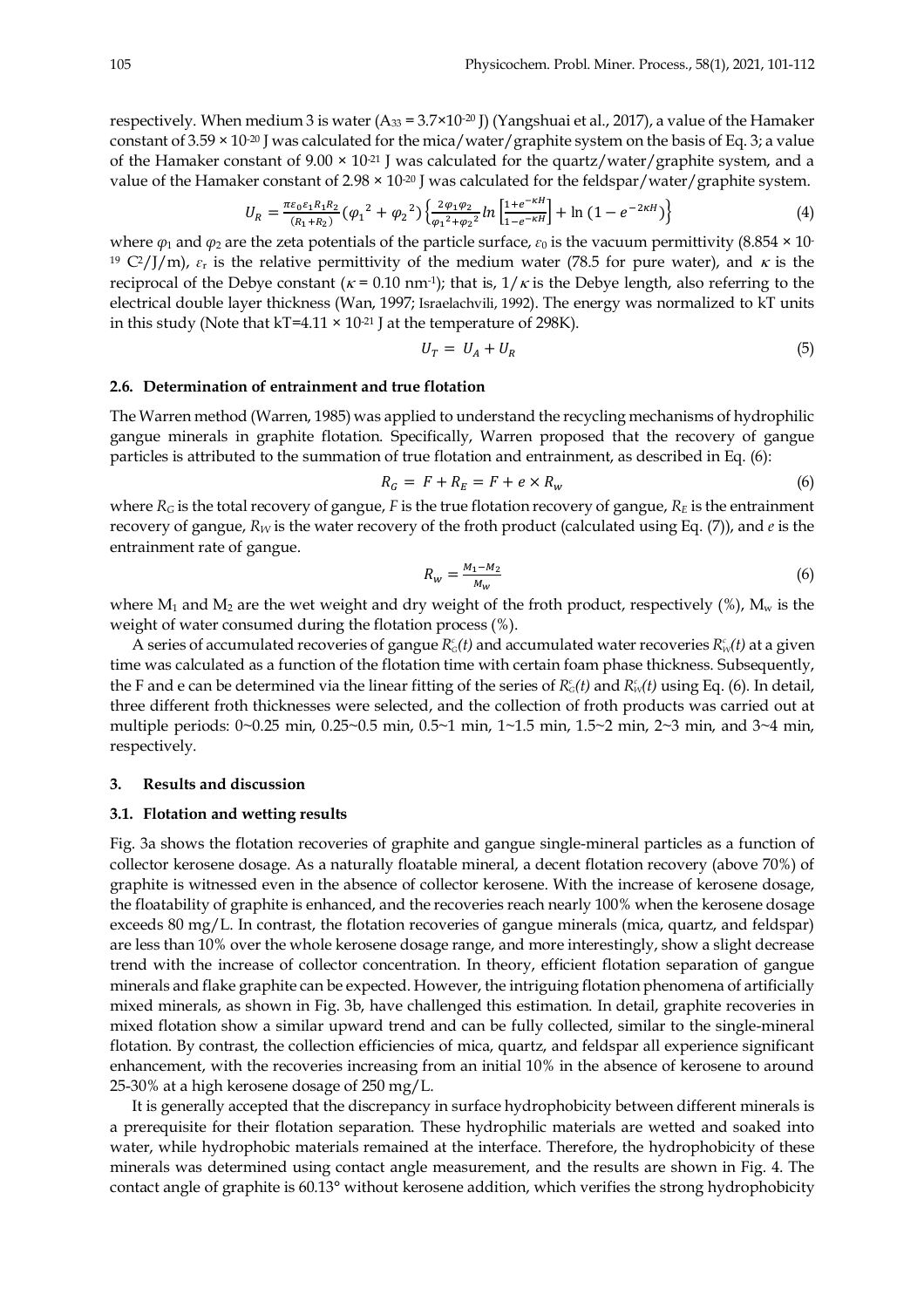respectively. When medium 3 is water ($A_{33}$ = 3.7×10$^{-20}$ J) (Yangshuai et al., 2017), a value of the Hamaker constant of 3.59 × 10$^{-20}$ J was calculated for the mica/water/graphite system on the basis of Eq. 3; a value of the Hamaker constant of 9.00 × 10$^{-21}$ J was calculated for the quartz/water/graphite system, and a value of the Hamaker constant of 2.98 × 10$^{-20}$ J was calculated for the feldspar/water/graphite system.

$$U_R = \frac{\pi\varepsilon_0\varepsilon_1 R_1 R_2}{(R_1+R_2)}({\varphi_1}^2 + {\varphi_2}^2)\left\{\frac{2\varphi_1\varphi_2}{{\varphi_1}^2+{\varphi_2}^2}ln\left[\frac{1+e^{-\kappa H}}{1-e^{-\kappa H}}\right] + \ln\left(1-e^{-2\kappa H}\right)\right\} \tag{4}$$

where $\varphi_1$ and $\varphi_2$ are the zeta potentials of the particle surface, $\varepsilon_0$ is the vacuum permittivity (8.854 × 10$^{-19}$ C$^2$/J/m), $\varepsilon_r$ is the relative permittivity of the medium water (78.5 for pure water), and $\kappa$ is the reciprocal of the Debye constant ($\kappa$ = 0.10 nm$^{-1}$); that is, $1/\kappa$ is the Debye length, also referring to the electrical double layer thickness (Wan, 1997; Israelachvili, 1992). The energy was normalized to kT units in this study (Note that kT=4.11 × 10$^{-21}$ J at the temperature of 298K).

$$U_T = U_A + U_R \tag{5}$$

### 2.6. Determination of entrainment and true flotation

The Warren method (Warren, 1985) was applied to understand the recycling mechanisms of hydrophilic gangue minerals in graphite flotation. Specifically, Warren proposed that the recovery of gangue particles is attributed to the summation of true flotation and entrainment, as described in Eq. (6):

$$R_G = F + R_E = F + e \times R_w \tag{6}$$

where $R_G$ is the total recovery of gangue, $F$ is the true flotation recovery of gangue, $R_E$ is the entrainment recovery of gangue, $R_W$ is the water recovery of the froth product (calculated using Eq. (7)), and $e$ is the entrainment rate of gangue.

$$R_w = \frac{M_1 - M_2}{M_w} \tag{6}$$

where $M_1$ and $M_2$ are the wet weight and dry weight of the froth product, respectively (%), $M_w$ is the weight of water consumed during the flotation process (%).

A series of accumulated recoveries of gangue $R^c_G(t)$ and accumulated water recoveries $R^c_W(t)$ at a given time was calculated as a function of the flotation time with certain foam phase thickness. Subsequently, the F and e can be determined via the linear fitting of the series of $R^c_G(t)$ and $R^c_W(t)$ using Eq. (6). In detail, three different froth thicknesses were selected, and the collection of froth products was carried out at multiple periods: 0~0.25 min, 0.25~0.5 min, 0.5~1 min, 1~1.5 min, 1.5~2 min, 2~3 min, and 3~4 min, respectively.

## 3. Results and discussion

### 3.1. Flotation and wetting results

Fig. 3a shows the flotation recoveries of graphite and gangue single-mineral particles as a function of collector kerosene dosage. As a naturally floatable mineral, a decent flotation recovery (above 70%) of graphite is witnessed even in the absence of collector kerosene. With the increase of kerosene dosage, the floatability of graphite is enhanced, and the recoveries reach nearly 100% when the kerosene dosage exceeds 80 mg/L. In contrast, the flotation recoveries of gangue minerals (mica, quartz, and feldspar) are less than 10% over the whole kerosene dosage range, and more interestingly, show a slight decrease trend with the increase of collector concentration. In theory, efficient flotation separation of gangue minerals and flake graphite can be expected. However, the intriguing flotation phenomena of artificially mixed minerals, as shown in Fig. 3b, have challenged this estimation. In detail, graphite recoveries in mixed flotation show a similar upward trend and can be fully collected, similar to the single-mineral flotation. By contrast, the collection efficiencies of mica, quartz, and feldspar all experience significant enhancement, with the recoveries increasing from an initial 10% in the absence of kerosene to around 25-30% at a high kerosene dosage of 250 mg/L.

It is generally accepted that the discrepancy in surface hydrophobicity between different minerals is a prerequisite for their flotation separation. These hydrophilic materials are wetted and soaked into water, while hydrophobic materials remained at the interface. Therefore, the hydrophobicity of these minerals was determined using contact angle measurement, and the results are shown in Fig. 4. The contact angle of graphite is 60.13° without kerosene addition, which verifies the strong hydrophobicity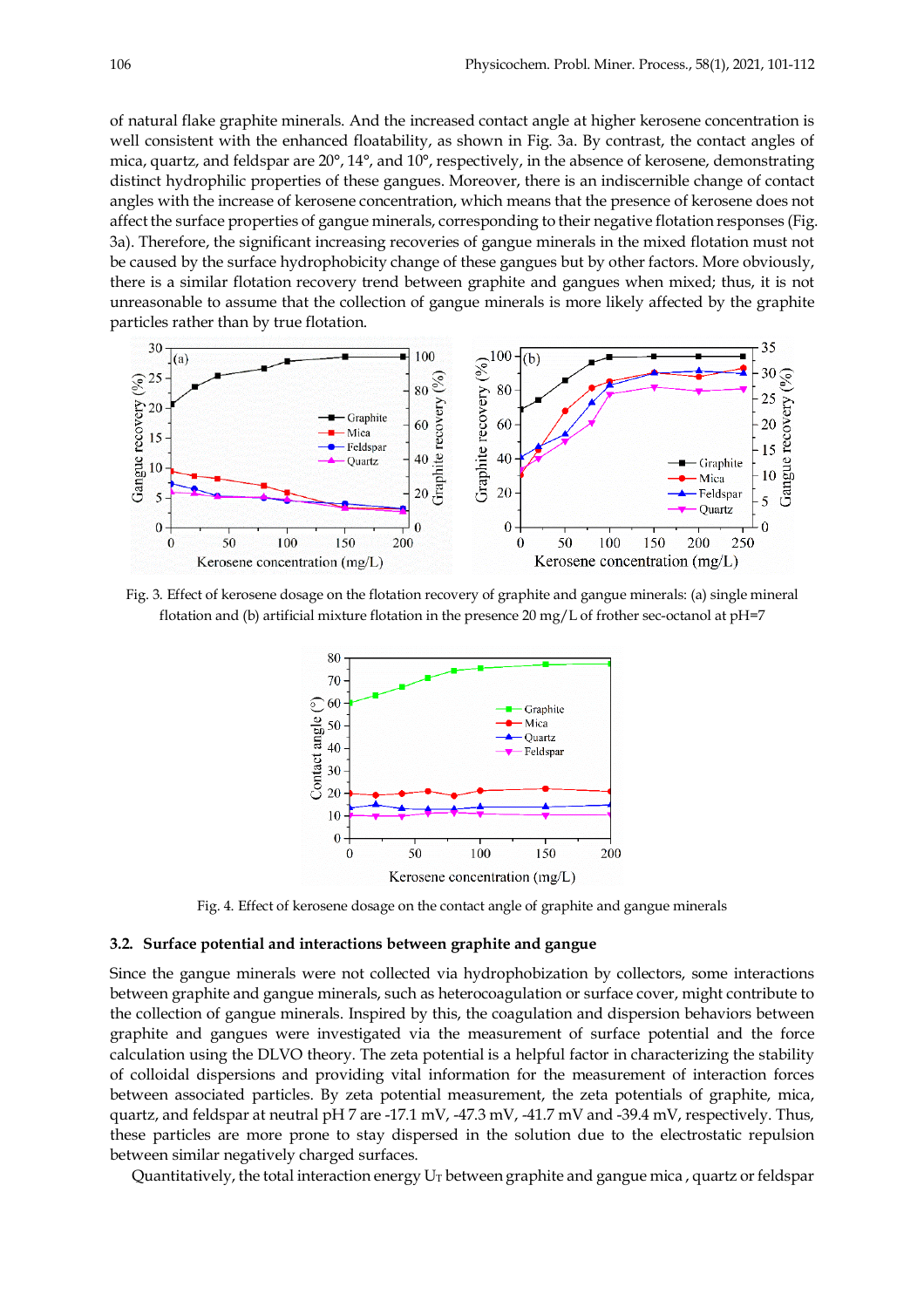of natural flake graphite minerals. And the increased contact angle at higher kerosene concentration is well consistent with the enhanced floatability, as shown in Fig. 3a. By contrast, the contact angles of mica, quartz, and feldspar are 20°, 14°, and 10°, respectively, in the absence of kerosene, demonstrating distinct hydrophilic properties of these gangues. Moreover, there is an indiscernible change of contact angles with the increase of kerosene concentration, which means that the presence of kerosene does not affect the surface properties of gangue minerals, corresponding to their negative flotation responses (Fig. 3a). Therefore, the significant increasing recoveries of gangue minerals in the mixed flotation must not be caused by the surface hydrophobicity change of these gangues but by other factors. More obviously, there is a similar flotation recovery trend between graphite and gangues when mixed; thus, it is not unreasonable to assume that the collection of gangue minerals is more likely affected by the graphite particles rather than by true flotation.

Fig. 3. Effect of kerosene dosage on the flotation recovery of graphite and gangue minerals: (a) single mineral flotation and (b) artificial mixture flotation in the presence 20 mg/L of frother sec-octanol at pH=7

Fig. 4. Effect of kerosene dosage on the contact angle of graphite and gangue minerals

### 3.2. Surface potential and interactions between graphite and gangue

Since the gangue minerals were not collected via hydrophobization by collectors, some interactions between graphite and gangue minerals, such as heterocoagulation or surface cover, might contribute to the collection of gangue minerals. Inspired by this, the coagulation and dispersion behaviors between graphite and gangues were investigated via the measurement of surface potential and the force calculation using the DLVO theory. The zeta potential is a helpful factor in characterizing the stability of colloidal dispersions and providing vital information for the measurement of interaction forces between associated particles. By zeta potential measurement, the zeta potentials of graphite, mica, quartz, and feldspar at neutral pH 7 are -17.1 mV, -47.3 mV, -41.7 mV and -39.4 mV, respectively. Thus, these particles are more prone to stay dispersed in the solution due to the electrostatic repulsion between similar negatively charged surfaces.

Quantitatively, the total interaction energy $U_T$ between graphite and gangue mica , quartz or feldspar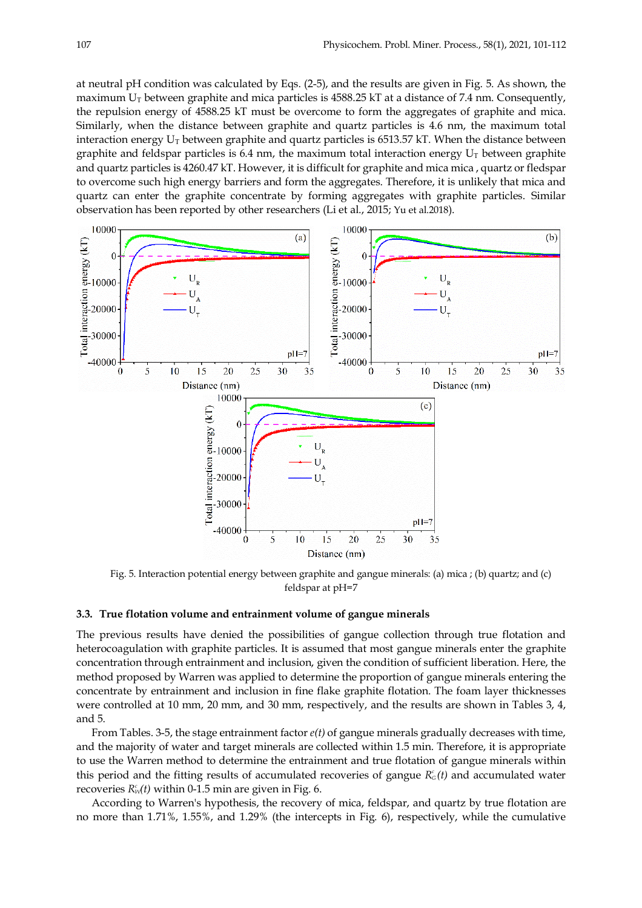at neutral pH condition was calculated by Eqs. (2-5), and the results are given in Fig. 5. As shown, the maximum $U_T$ between graphite and mica particles is 4588.25 kT at a distance of 7.4 nm. Consequently, the repulsion energy of 4588.25 kT must be overcome to form the aggregates of graphite and mica. Similarly, when the distance between graphite and quartz particles is 4.6 nm, the maximum total interaction energy $U_T$ between graphite and quartz particles is 6513.57 kT. When the distance between graphite and feldspar particles is 6.4 nm, the maximum total interaction energy $U_T$ between graphite and quartz particles is 4260.47 kT. However, it is difficult for graphite and mica mica , quartz or fledspar to overcome such high energy barriers and form the aggregates. Therefore, it is unlikely that mica and quartz can enter the graphite concentrate by forming aggregates with graphite particles. Similar observation has been reported by other researchers (Li et al., 2015; Yu et al.2018).

Fig. 5. Interaction potential energy between graphite and gangue minerals: (a) mica ; (b) quartz; and (c) feldspar at pH=7

### 3.3. True flotation volume and entrainment volume of gangue minerals

The previous results have denied the possibilities of gangue collection through true flotation and heterocoagulation with graphite particles. It is assumed that most gangue minerals enter the graphite concentration through entrainment and inclusion, given the condition of sufficient liberation. Here, the method proposed by Warren was applied to determine the proportion of gangue minerals entering the concentrate by entrainment and inclusion in fine flake graphite flotation. The foam layer thicknesses were controlled at 10 mm, 20 mm, and 30 mm, respectively, and the results are shown in Tables 3, 4, and 5.

From Tables. 3-5, the stage entrainment factor $e(t)$ of gangue minerals gradually decreases with time, and the majority of water and target minerals are collected within 1.5 min. Therefore, it is appropriate to use the Warren method to determine the entrainment and true flotation of gangue minerals within this period and the fitting results of accumulated recoveries of gangue $R_G^c(t)$ and accumulated water recoveries $R_W^c(t)$ within 0-1.5 min are given in Fig. 6.

According to Warren's hypothesis, the recovery of mica, feldspar, and quartz by true flotation are no more than 1.71%, 1.55%, and 1.29% (the intercepts in Fig. 6), respectively, while the cumulative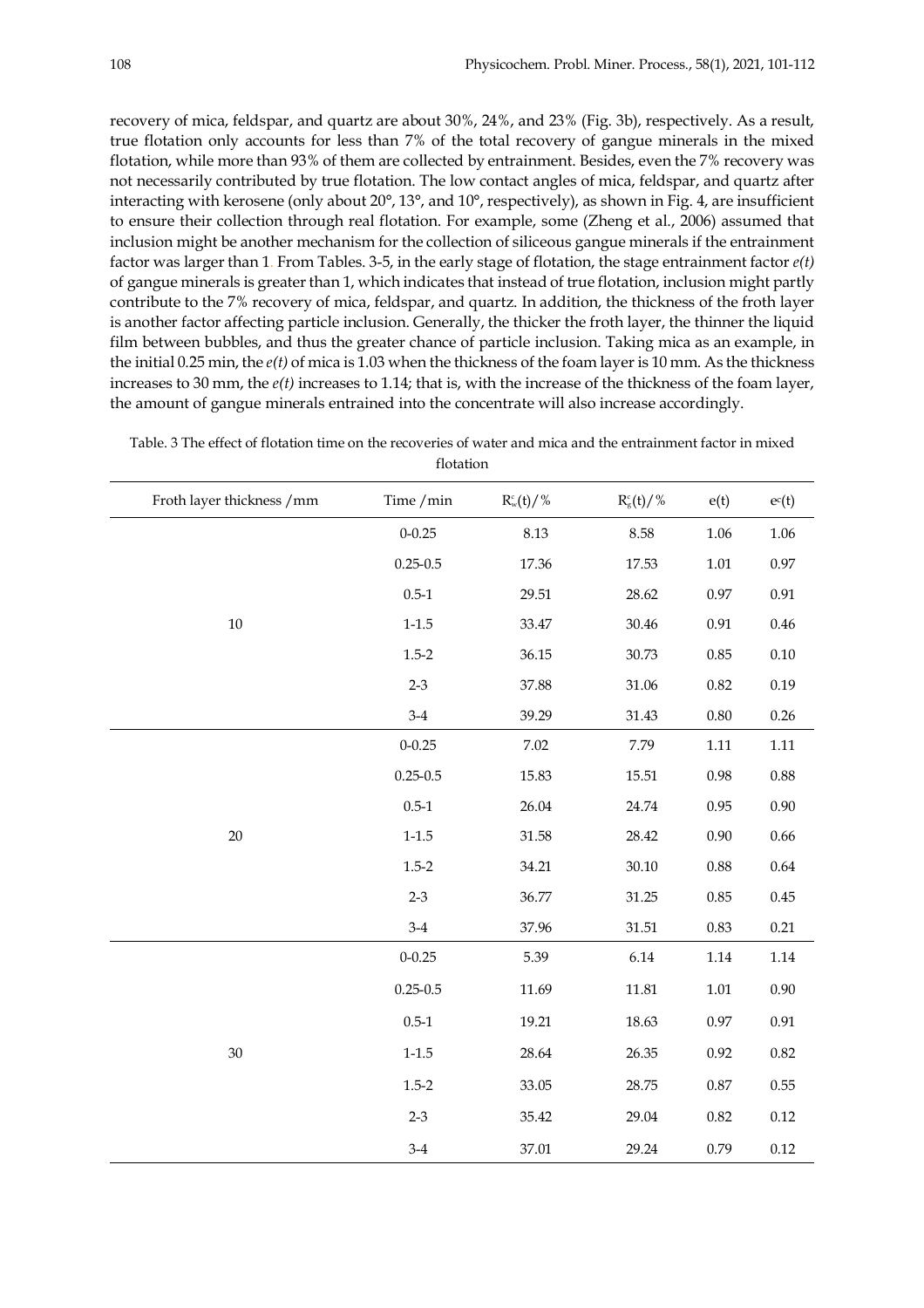recovery of mica, feldspar, and quartz are about 30%, 24%, and 23% (Fig. 3b), respectively. As a result, true flotation only accounts for less than 7% of the total recovery of gangue minerals in the mixed flotation, while more than 93% of them are collected by entrainment. Besides, even the 7% recovery was not necessarily contributed by true flotation. The low contact angles of mica, feldspar, and quartz after interacting with kerosene (only about 20°, 13°, and 10°, respectively), as shown in Fig. 4, are insufficient to ensure their collection through real flotation. For example, some (Zheng et al., 2006) assumed that inclusion might be another mechanism for the collection of siliceous gangue minerals if the entrainment factor was larger than 1. From Tables. 3-5, in the early stage of flotation, the stage entrainment factor *e(t)* of gangue minerals is greater than 1, which indicates that instead of true flotation, inclusion might partly contribute to the 7% recovery of mica, feldspar, and quartz. In addition, the thickness of the froth layer is another factor affecting particle inclusion. Generally, the thicker the froth layer, the thinner the liquid film between bubbles, and thus the greater chance of particle inclusion. Taking mica as an example, in the initial 0.25 min, the *e(t)* of mica is 1.03 when the thickness of the foam layer is 10 mm. As the thickness increases to 30 mm, the *e(t)* increases to 1.14; that is, with the increase of the thickness of the foam layer, the amount of gangue minerals entrained into the concentrate will also increase accordingly.

Table. 3 The effect of flotation time on the recoveries of water and mica and the entrainment factor in mixed flotation

| Froth layer thickness /mm | Time /min | $R_w^c(t)$/% | $R_g^c(t)$/% | e(t) | $e^c(t)$ |
|---|---|---|---|---|---|
| 10 | 0-0.25 | 8.13 | 8.58 | 1.06 | 1.06 |
| | 0.25-0.5 | 17.36 | 17.53 | 1.01 | 0.97 |
| | 0.5-1 | 29.51 | 28.62 | 0.97 | 0.91 |
| | 1-1.5 | 33.47 | 30.46 | 0.91 | 0.46 |
| | 1.5-2 | 36.15 | 30.73 | 0.85 | 0.10 |
| | 2-3 | 37.88 | 31.06 | 0.82 | 0.19 |
| | 3-4 | 39.29 | 31.43 | 0.80 | 0.26 |
| 20 | 0-0.25 | 7.02 | 7.79 | 1.11 | 1.11 |
| | 0.25-0.5 | 15.83 | 15.51 | 0.98 | 0.88 |
| | 0.5-1 | 26.04 | 24.74 | 0.95 | 0.90 |
| | 1-1.5 | 31.58 | 28.42 | 0.90 | 0.66 |
| | 1.5-2 | 34.21 | 30.10 | 0.88 | 0.64 |
| | 2-3 | 36.77 | 31.25 | 0.85 | 0.45 |
| | 3-4 | 37.96 | 31.51 | 0.83 | 0.21 |
| 30 | 0-0.25 | 5.39 | 6.14 | 1.14 | 1.14 |
| | 0.25-0.5 | 11.69 | 11.81 | 1.01 | 0.90 |
| | 0.5-1 | 19.21 | 18.63 | 0.97 | 0.91 |
| | 1-1.5 | 28.64 | 26.35 | 0.92 | 0.82 |
| | 1.5-2 | 33.05 | 28.75 | 0.87 | 0.55 |
| | 2-3 | 35.42 | 29.04 | 0.82 | 0.12 |
| | 3-4 | 37.01 | 29.24 | 0.79 | 0.12 |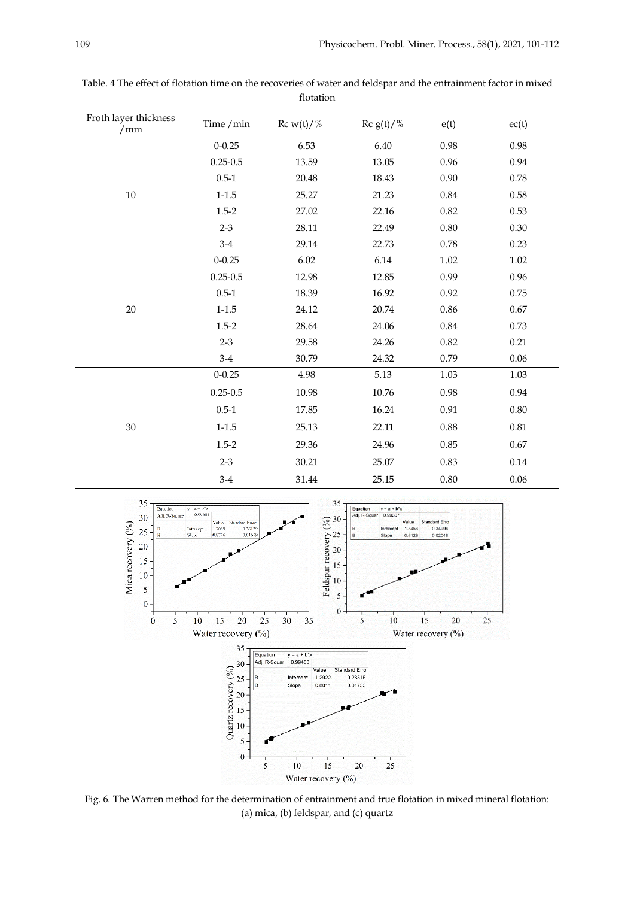Table. 4 The effect of flotation time on the recoveries of water and feldspar and the entrainment factor in mixed flotation

| Froth layer thickness /mm | Time /min | Rc w(t)/% | Rc g(t)/% | e(t) | ec(t) |
|---|---|---|---|---|---|
| 10 | 0-0.25 | 6.53 | 6.40 | 0.98 | 0.98 |
| | 0.25-0.5 | 13.59 | 13.05 | 0.96 | 0.94 |
| | 0.5-1 | 20.48 | 18.43 | 0.90 | 0.78 |
| | 1-1.5 | 25.27 | 21.23 | 0.84 | 0.58 |
| | 1.5-2 | 27.02 | 22.16 | 0.82 | 0.53 |
| | 2-3 | 28.11 | 22.49 | 0.80 | 0.30 |
| | 3-4 | 29.14 | 22.73 | 0.78 | 0.23 |
| 20 | 0-0.25 | 6.02 | 6.14 | 1.02 | 1.02 |
| | 0.25-0.5 | 12.98 | 12.85 | 0.99 | 0.96 |
| | 0.5-1 | 18.39 | 16.92 | 0.92 | 0.75 |
| | 1-1.5 | 24.12 | 20.74 | 0.86 | 0.67 |
| | 1.5-2 | 28.64 | 24.06 | 0.84 | 0.73 |
| | 2-3 | 29.58 | 24.26 | 0.82 | 0.21 |
| | 3-4 | 30.79 | 24.32 | 0.79 | 0.06 |
| 30 | 0-0.25 | 4.98 | 5.13 | 1.03 | 1.03 |
| | 0.25-0.5 | 10.98 | 10.76 | 0.98 | 0.94 |
| | 0.5-1 | 17.85 | 16.24 | 0.91 | 0.80 |
| | 1-1.5 | 25.13 | 22.11 | 0.88 | 0.81 |
| | 1.5-2 | 29.36 | 24.96 | 0.85 | 0.67 |
| | 2-3 | 30.21 | 25.07 | 0.83 | 0.14 |
| | 3-4 | 31.44 | 25.15 | 0.80 | 0.06 |

Fig. 6. The Warren method for the determination of entrainment and true flotation in mixed mineral flotation: (a) mica, (b) feldspar, and (c) quartz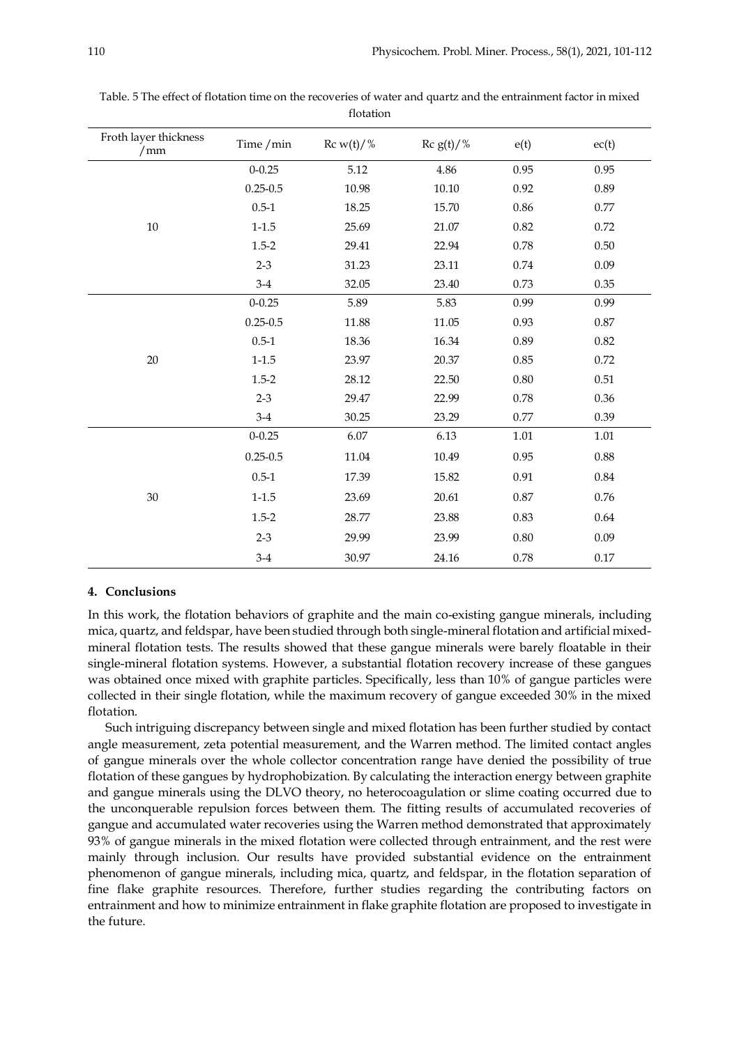Table. 5 The effect of flotation time on the recoveries of water and quartz and the entrainment factor in mixed flotation

| Froth layer thickness /mm | Time /min | Rc w(t)/% | Rc g(t)/% | e(t) | ec(t) |
|---|---|---|---|---|---|
| 10 | 0-0.25 | 5.12 | 4.86 | 0.95 | 0.95 |
| | 0.25-0.5 | 10.98 | 10.10 | 0.92 | 0.89 |
| | 0.5-1 | 18.25 | 15.70 | 0.86 | 0.77 |
| | 1-1.5 | 25.69 | 21.07 | 0.82 | 0.72 |
| | 1.5-2 | 29.41 | 22.94 | 0.78 | 0.50 |
| | 2-3 | 31.23 | 23.11 | 0.74 | 0.09 |
| | 3-4 | 32.05 | 23.40 | 0.73 | 0.35 |
| 20 | 0-0.25 | 5.89 | 5.83 | 0.99 | 0.99 |
| | 0.25-0.5 | 11.88 | 11.05 | 0.93 | 0.87 |
| | 0.5-1 | 18.36 | 16.34 | 0.89 | 0.82 |
| | 1-1.5 | 23.97 | 20.37 | 0.85 | 0.72 |
| | 1.5-2 | 28.12 | 22.50 | 0.80 | 0.51 |
| | 2-3 | 29.47 | 22.99 | 0.78 | 0.36 |
| | 3-4 | 30.25 | 23.29 | 0.77 | 0.39 |
| 30 | 0-0.25 | 6.07 | 6.13 | 1.01 | 1.01 |
| | 0.25-0.5 | 11.04 | 10.49 | 0.95 | 0.88 |
| | 0.5-1 | 17.39 | 15.82 | 0.91 | 0.84 |
| | 1-1.5 | 23.69 | 20.61 | 0.87 | 0.76 |
| | 1.5-2 | 28.77 | 23.88 | 0.83 | 0.64 |
| | 2-3 | 29.99 | 23.99 | 0.80 | 0.09 |
| | 3-4 | 30.97 | 24.16 | 0.78 | 0.17 |

## 4. Conclusions

In this work, the flotation behaviors of graphite and the main co-existing gangue minerals, including mica, quartz, and feldspar, have been studied through both single-mineral flotation and artificial mixed-mineral flotation tests. The results showed that these gangue minerals were barely floatable in their single-mineral flotation systems. However, a substantial flotation recovery increase of these gangues was obtained once mixed with graphite particles. Specifically, less than 10% of gangue particles were collected in their single flotation, while the maximum recovery of gangue exceeded 30% in the mixed flotation.

Such intriguing discrepancy between single and mixed flotation has been further studied by contact angle measurement, zeta potential measurement, and the Warren method. The limited contact angles of gangue minerals over the whole collector concentration range have denied the possibility of true flotation of these gangues by hydrophobization. By calculating the interaction energy between graphite and gangue minerals using the DLVO theory, no heterocoagulation or slime coating occurred due to the unconquerable repulsion forces between them. The fitting results of accumulated recoveries of gangue and accumulated water recoveries using the Warren method demonstrated that approximately 93% of gangue minerals in the mixed flotation were collected through entrainment, and the rest were mainly through inclusion. Our results have provided substantial evidence on the entrainment phenomenon of gangue minerals, including mica, quartz, and feldspar, in the flotation separation of fine flake graphite resources. Therefore, further studies regarding the contributing factors on entrainment and how to minimize entrainment in flake graphite flotation are proposed to investigate in the future.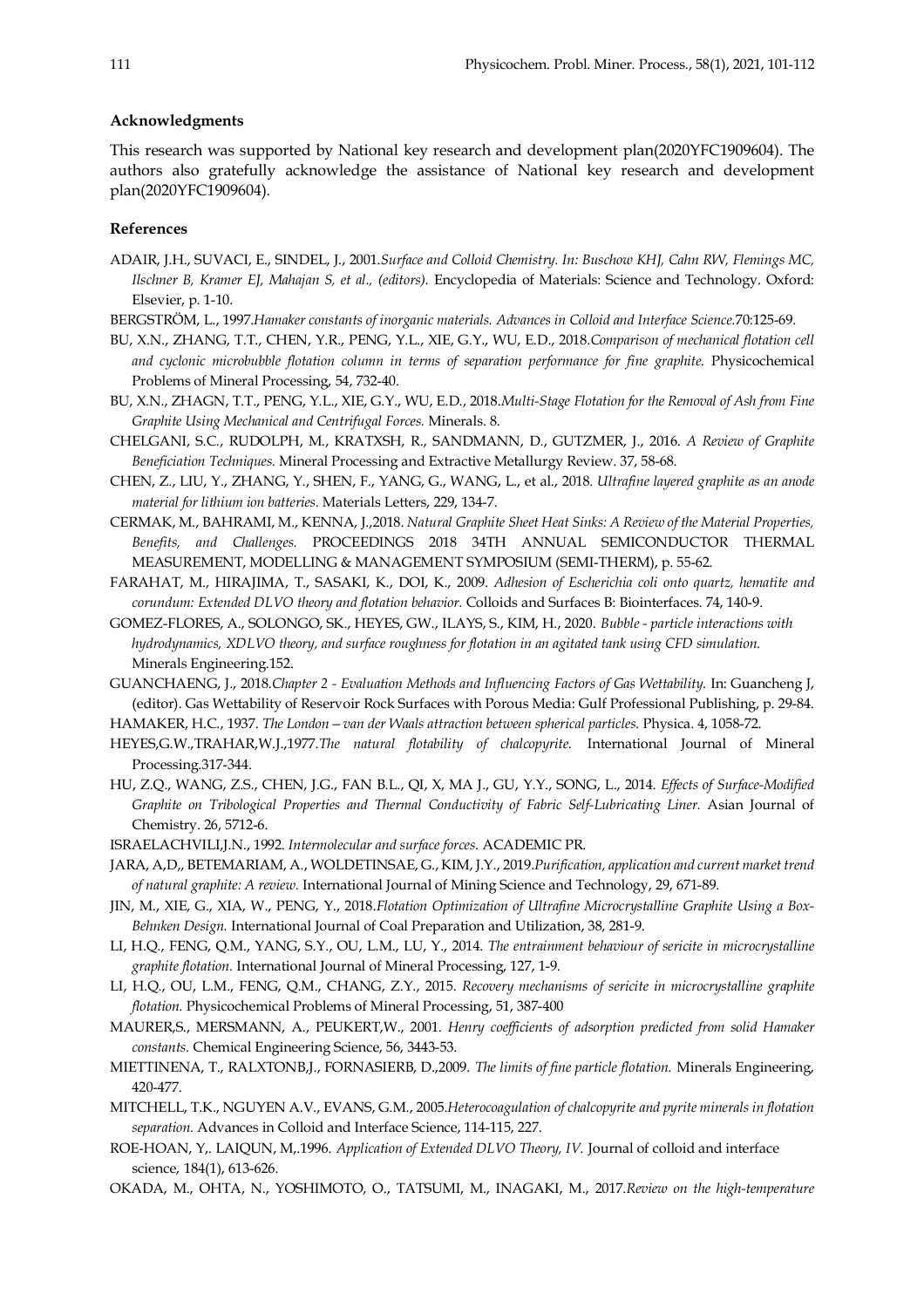### Acknowledgments

This research was supported by National key research and development plan(2020YFC1909604). The authors also gratefully acknowledge the assistance of National key research and development plan(2020YFC1909604).

### References

ADAIR, J.H., SUVACI, E., SINDEL, J., 2001.*Surface and Colloid Chemistry. In: Buschow KHJ, Cahn RW, Flemings MC, Ilschner B, Kramer EJ, Mahajan S, et al., (editors).* Encyclopedia of Materials: Science and Technology. Oxford: Elsevier, p. 1-10.

BERGSTRÖM, L., 1997.*Hamaker constants of inorganic materials. Advances in Colloid and Interface Science.*70:125-69.

BU, X.N., ZHANG, T.T., CHEN, Y.R., PENG, Y.L., XIE, G.Y., WU, E.D., 2018.*Comparison of mechanical flotation cell and cyclonic microbubble flotation column in terms of separation performance for fine graphite.* Physicochemical Problems of Mineral Processing, 54, 732-40.

BU, X.N., ZHAGN, T.T., PENG, Y.L., XIE, G.Y., WU, E.D., 2018.*Multi-Stage Flotation for the Removal of Ash from Fine Graphite Using Mechanical and Centrifugal Forces.* Minerals. 8.

CHELGANI, S.C., RUDOLPH, M., KRATXSH, R., SANDMANN, D., GUTZMER, J., 2016. *A Review of Graphite Beneficiation Techniques.* Mineral Processing and Extractive Metallurgy Review. 37, 58-68.

CHEN, Z., LIU, Y., ZHANG, Y., SHEN, F., YANG, G., WANG, L., et al., 2018. *Ultrafine layered graphite as an anode material for lithium ion batteries.* Materials Letters, 229, 134-7.

CERMAK, M., BAHRAMI, M., KENNA, J.,2018. *Natural Graphite Sheet Heat Sinks: A Review of the Material Properties, Benefits, and Challenges.* PROCEEDINGS 2018 34TH ANNUAL SEMICONDUCTOR THERMAL MEASUREMENT, MODELLING & MANAGEMENT SYMPOSIUM (SEMI-THERM), p. 55-62.

FARAHAT, M., HIRAJIMA, T., SASAKI, K., DOI, K., 2009. *Adhesion of Escherichia coli onto quartz, hematite and corundum: Extended DLVO theory and flotation behavior.* Colloids and Surfaces B: Biointerfaces. 74, 140-9.

GOMEZ-FLORES, A., SOLONGO, SK., HEYES, GW., ILAYS, S., KIM, H., 2020. *Bubble - particle interactions with hydrodynamics, XDLVO theory, and surface roughness for flotation in an agitated tank using CFD simulation.* Minerals Engineering.152.

GUANCHAENG, J., 2018.*Chapter 2 - Evaluation Methods and Influencing Factors of Gas Wettability.* In: Guancheng J, (editor). Gas Wettability of Reservoir Rock Surfaces with Porous Media: Gulf Professional Publishing, p. 29-84.

HAMAKER, H.C., 1937. *The London—van der Waals attraction between spherical particles.* Physica. 4, 1058-72.

HEYES,G.W.,TRAHAR,W.J.,1977.*The natural flotability of chalcopyrite.* International Journal of Mineral Processing.317-344.

HU, Z.Q., WANG, Z.S., CHEN, J.G., FAN B.L., QI, X, MA J., GU, Y.Y., SONG, L., 2014. *Effects of Surface-Modified Graphite on Tribological Properties and Thermal Conductivity of Fabric Self-Lubricating Liner.* Asian Journal of Chemistry. 26, 5712-6.

ISRAELACHVILI,J.N., 1992. *Intermolecular and surface forces.* ACADEMIC PR.

JARA, A,D,, BETEMARIAM, A., WOLDETINSAE, G., KIM, J.Y., 2019.*Purification, application and current market trend of natural graphite: A review.* International Journal of Mining Science and Technology, 29, 671-89.

JIN, M., XIE, G., XIA, W., PENG, Y., 2018.*Flotation Optimization of Ultrafine Microcrystalline Graphite Using a Box-Behnken Design.* International Journal of Coal Preparation and Utilization, 38, 281-9.

LI, H.Q., FENG, Q.M., YANG, S.Y., OU, L.M., LU, Y., 2014. *The entrainment behaviour of sericite in microcrystalline graphite flotation.* International Journal of Mineral Processing, 127, 1-9.

LI, H.Q., OU, L.M., FENG, Q.M., CHANG, Z.Y., 2015. *Recovery mechanisms of sericite in microcrystalline graphite flotation.* Physicochemical Problems of Mineral Processing, 51, 387-400

MAURER,S., MERSMANN, A., PEUKERT,W., 2001. *Henry coefficients of adsorption predicted from solid Hamaker constants.* Chemical Engineering Science, 56, 3443-53.

MIETTINENA, T., RALXTONB,J., FORNASIERB, D.,2009. *The limits of fine particle flotation.* Minerals Engineering, 420-477.

MITCHELL, T.K., NGUYEN A.V., EVANS, G.M., 2005.*Heterocoagulation of chalcopyrite and pyrite minerals in flotation separation.* Advances in Colloid and Interface Science, 114-115, 227.

ROE-HOAN, Y,. LAIQUN, M,.1996. *Application of Extended DLVO Theory, IV.* Journal of colloid and interface science, 184(1), 613-626.

OKADA, M., OHTA, N., YOSHIMOTO, O., TATSUMI, M., INAGAKI, M., 2017.*Review on the high-temperature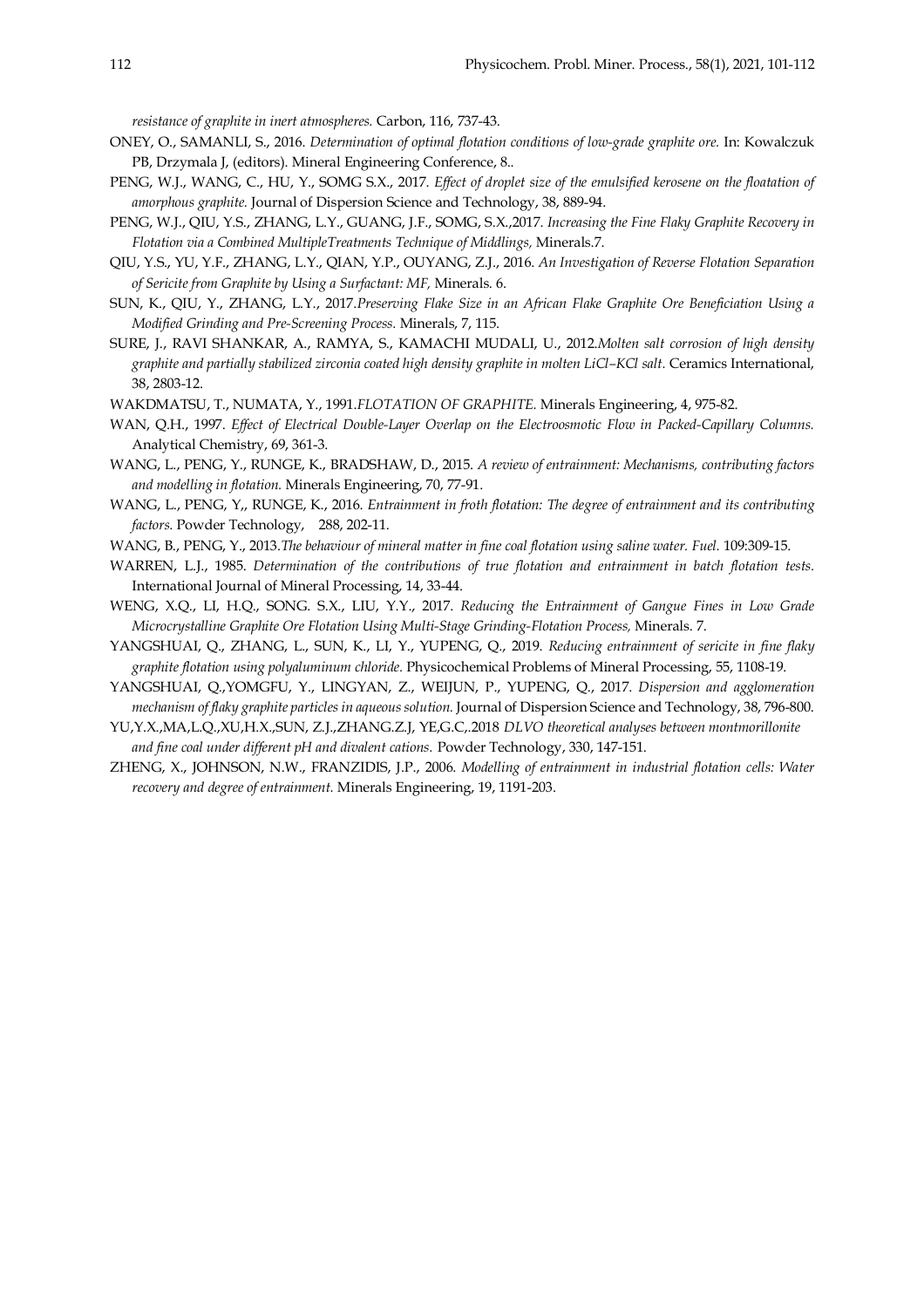*resistance of graphite in inert atmospheres.* Carbon, 116, 737-43.

ONEY, O., SAMANLI, S., 2016. *Determination of optimal flotation conditions of low-grade graphite ore.* In: Kowalczuk PB, Drzymala J, (editors). Mineral Engineering Conference, 8..

PENG, W.J., WANG, C., HU, Y., SOMG S.X., 2017. *Effect of droplet size of the emulsified kerosene on the floatation of amorphous graphite.* Journal of Dispersion Science and Technology, 38, 889-94.

PENG, W.J., QIU, Y.S., ZHANG, L.Y., GUANG, J.F., SOMG, S.X.,2017. *Increasing the Fine Flaky Graphite Recovery in Flotation via a Combined MultipleTreatments Technique of Middlings,* Minerals.7.

QIU, Y.S., YU, Y.F., ZHANG, L.Y., QIAN, Y.P., OUYANG, Z.J., 2016. *An Investigation of Reverse Flotation Separation of Sericite from Graphite by Using a Surfactant: MF,* Minerals. 6.

SUN, K., QIU, Y., ZHANG, L.Y., 2017.*Preserving Flake Size in an African Flake Graphite Ore Beneficiation Using a Modified Grinding and Pre-Screening Process.* Minerals, 7, 115.

SURE, J., RAVI SHANKAR, A., RAMYA, S., KAMACHI MUDALI, U., 2012.*Molten salt corrosion of high density graphite and partially stabilized zirconia coated high density graphite in molten LiCl–KCl salt.* Ceramics International, 38, 2803-12.

WAKDMATSU, T., NUMATA, Y., 1991.*FLOTATION OF GRAPHITE.* Minerals Engineering, 4, 975-82.

WAN, Q.H., 1997. *Effect of Electrical Double-Layer Overlap on the Electroosmotic Flow in Packed-Capillary Columns.* Analytical Chemistry, 69, 361-3.

WANG, L., PENG, Y., RUNGE, K., BRADSHAW, D., 2015. *A review of entrainment: Mechanisms, contributing factors and modelling in flotation.* Minerals Engineering, 70, 77-91.

WANG, L., PENG, Y,, RUNGE, K., 2016. *Entrainment in froth flotation: The degree of entrainment and its contributing factors.* Powder Technology, 288, 202-11.

WANG, B., PENG, Y., 2013.*The behaviour of mineral matter in fine coal flotation using saline water. Fuel.* 109:309-15.

WARREN, L.J., 1985. *Determination of the contributions of true flotation and entrainment in batch flotation tests.* International Journal of Mineral Processing, 14, 33-44.

WENG, X.Q., LI, H.Q., SONG. S.X., LIU, Y.Y., 2017. *Reducing the Entrainment of Gangue Fines in Low Grade Microcrystalline Graphite Ore Flotation Using Multi-Stage Grinding-Flotation Process,* Minerals. 7.

YANGSHUAI, Q., ZHANG, L., SUN, K., LI, Y., YUPENG, Q., 2019. *Reducing entrainment of sericite in fine flaky graphite flotation using polyaluminum chloride.* Physicochemical Problems of Mineral Processing, 55, 1108-19.

YANGSHUAI, Q.,YOMGFU, Y., LINGYAN, Z., WEIJUN, P., YUPENG, Q., 2017. *Dispersion and agglomeration mechanism of flaky graphite particles in aqueous solution.* Journal of Dispersion Science and Technology, 38, 796-800.

YU,Y.X.,MA,L.Q.,XU,H.X.,SUN, Z.J.,ZHANG.Z.J, YE,G.C,.2018 *DLVO theoretical analyses between montmorillonite and fine coal under different pH and divalent cations.* Powder Technology, 330, 147-151.

ZHENG, X., JOHNSON, N.W., FRANZIDIS, J.P., 2006. *Modelling of entrainment in industrial flotation cells: Water recovery and degree of entrainment.* Minerals Engineering, 19, 1191-203.